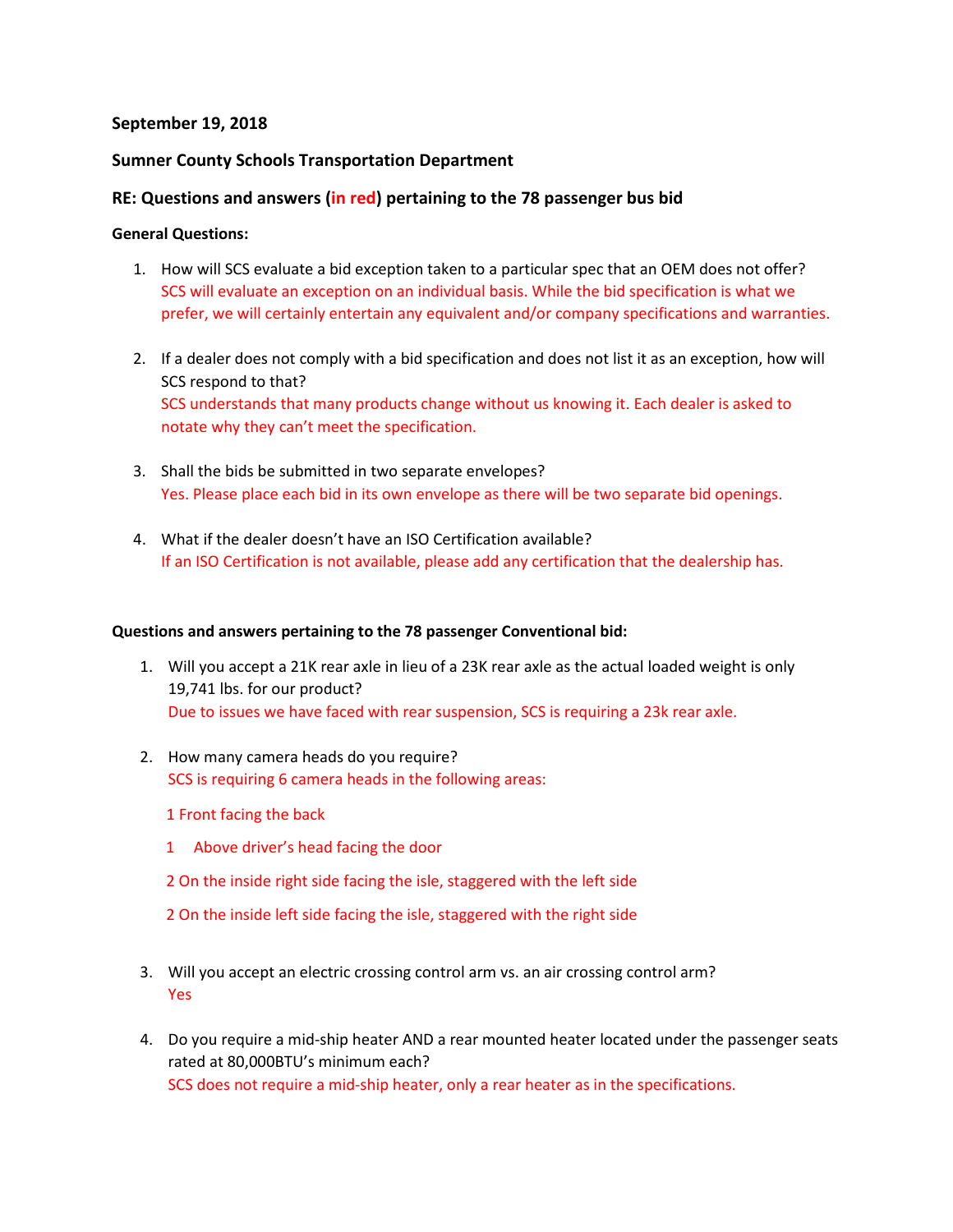**September 19, 2018**

**Sumner County Schools Transportation Department**

**RE: Questions and answers (in red) pertaining to the 78 passenger bus bid**

**General Questions:**

1. How will SCS evaluate a bid exception taken to a particular spec that an OEM does not offer?
   SCS will evaluate an exception on an individual basis. While the bid specification is what we prefer, we will certainly entertain any equivalent and/or company specifications and warranties.

2. If a dealer does not comply with a bid specification and does not list it as an exception, how will SCS respond to that?
   SCS understands that many products change without us knowing it. Each dealer is asked to notate why they can't meet the specification.

3. Shall the bids be submitted in two separate envelopes?
   Yes. Please place each bid in its own envelope as there will be two separate bid openings.

4. What if the dealer doesn't have an ISO Certification available?
   If an ISO Certification is not available, please add any certification that the dealership has.

**Questions and answers pertaining to the 78 passenger Conventional bid:**

1. Will you accept a 21K rear axle in lieu of a 23K rear axle as the actual loaded weight is only 19,741 lbs. for our product?
   Due to issues we have faced with rear suspension, SCS is requiring a 23k rear axle.

2. How many camera heads do you require?
   SCS is requiring 6 camera heads in the following areas:

   1 Front facing the back

   1 Above driver's head facing the door

   2 On the inside right side facing the isle, staggered with the left side

   2 On the inside left side facing the isle, staggered with the right side

3. Will you accept an electric crossing control arm vs. an air crossing control arm?
   Yes

4. Do you require a mid-ship heater AND a rear mounted heater located under the passenger seats rated at 80,000BTU's minimum each?
   SCS does not require a mid-ship heater, only a rear heater as in the specifications.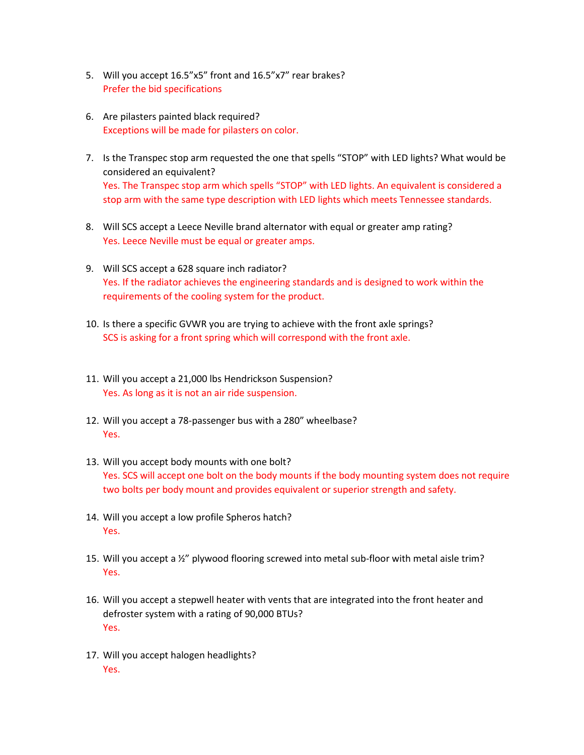5. Will you accept 16.5"x5" front and 16.5"x7" rear brakes?
   Prefer the bid specifications

6. Are pilasters painted black required?
   Exceptions will be made for pilasters on color.

7. Is the Transpec stop arm requested the one that spells "STOP" with LED lights? What would be considered an equivalent?
   Yes. The Transpec stop arm which spells "STOP" with LED lights. An equivalent is considered a stop arm with the same type description with LED lights which meets Tennessee standards.

8. Will SCS accept a Leece Neville brand alternator with equal or greater amp rating?
   Yes. Leece Neville must be equal or greater amps.

9. Will SCS accept a 628 square inch radiator?
   Yes. If the radiator achieves the engineering standards and is designed to work within the requirements of the cooling system for the product.

10. Is there a specific GVWR you are trying to achieve with the front axle springs?
    SCS is asking for a front spring which will correspond with the front axle.

11. Will you accept a 21,000 lbs Hendrickson Suspension?
    Yes. As long as it is not an air ride suspension.

12. Will you accept a 78-passenger bus with a 280" wheelbase?
    Yes.

13. Will you accept body mounts with one bolt?
    Yes. SCS will accept one bolt on the body mounts if the body mounting system does not require two bolts per body mount and provides equivalent or superior strength and safety.

14. Will you accept a low profile Spheros hatch?
    Yes.

15. Will you accept a ½" plywood flooring screwed into metal sub-floor with metal aisle trim?
    Yes.

16. Will you accept a stepwell heater with vents that are integrated into the front heater and defroster system with a rating of 90,000 BTUs?
    Yes.

17. Will you accept halogen headlights?
    Yes.